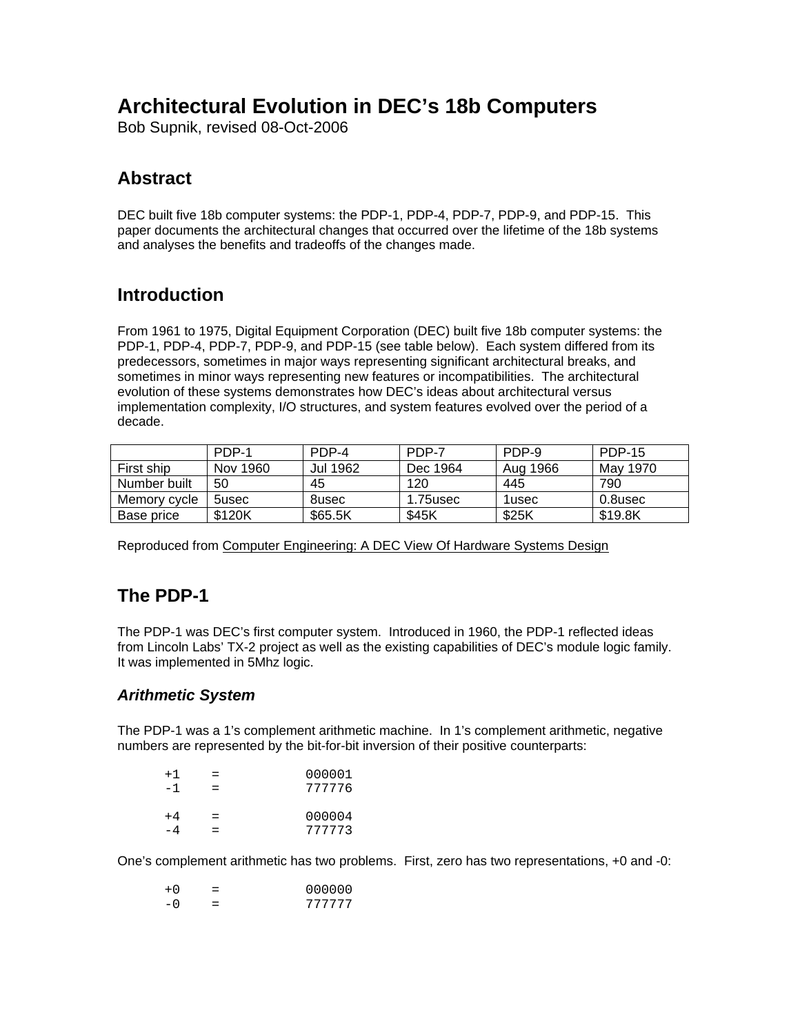# Architectural Evolution in DEC's 18b Computers

Bob Supnik, revised 08-Oct-2006

## Abstract

DEC built five 18b computer systems: the PDP-1, PDP-4, PDP-7, PDP-9, and PDP-15. This paper documents the architectural changes that occurred over the lifetime of the 18b systems and analyses the benefits and tradeoffs of the changes made.

## Introduction

From 1961 to 1975, Digital Equipment Corporation (DEC) built five 18b computer systems: the PDP-1, PDP-4, PDP-7, PDP-9, and PDP-15 (see table below). Each system differed from its predecessors, sometimes in major ways representing significant architectural breaks, and sometimes in minor ways representing new features or incompatibilities. The architectural evolution of these systems demonstrates how DEC's ideas about architectural versus implementation complexity, I/O structures, and system features evolved over the period of a decade.

| | PDP-1 | PDP-4 | PDP-7 | PDP-9 | PDP-15 |
|---|---|---|---|---|---|
| First ship | Nov 1960 | Jul 1962 | Dec 1964 | Aug 1966 | May 1970 |
| Number built | 50 | 45 | 120 | 445 | 790 |
| Memory cycle | 5usec | 8usec | 1.75usec | 1usec | 0.8usec |
| Base price | $120K | $65.5K | $45K | $25K | $19.8K |

Reproduced from Computer Engineering: A DEC View Of Hardware Systems Design

## The PDP-1

The PDP-1 was DEC's first computer system. Introduced in 1960, the PDP-1 reflected ideas from Lincoln Labs' TX-2 project as well as the existing capabilities of DEC's module logic family. It was implemented in 5Mhz logic.

### *Arithmetic System*

The PDP-1 was a 1's complement arithmetic machine. In 1's complement arithmetic, negative numbers are represented by the bit-for-bit inversion of their positive counterparts:

```
+1    =         000001
-1    =         777776

+4    =         000004
-4    =         777773
```

One's complement arithmetic has two problems. First, zero has two representations, +0 and -0:

```
+0    =         000000
-0    =         777777
```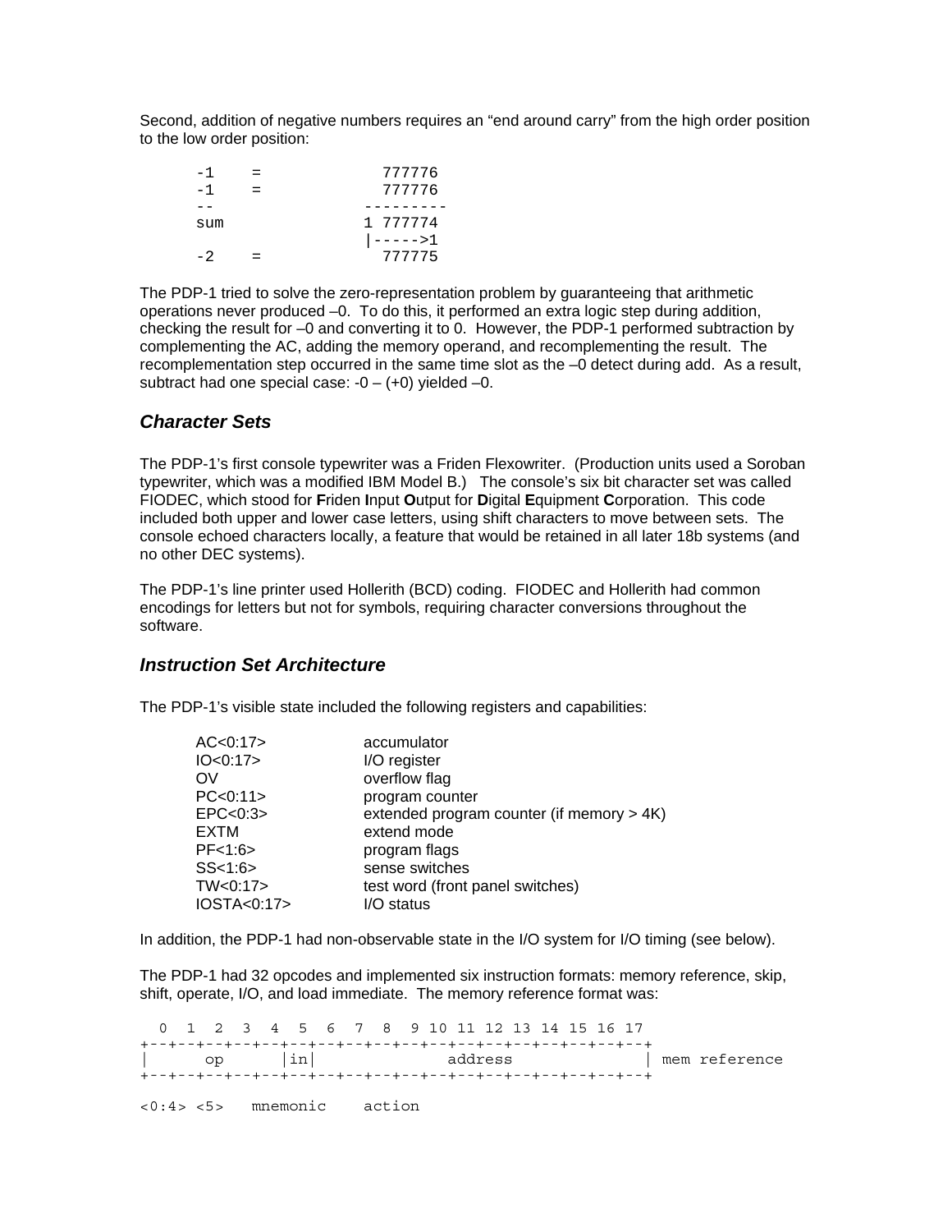Second, addition of negative numbers requires an "end around carry" from the high order position to the low order position:

```
-1    =            777776
-1    =            777776
--               ---------
sum              1 777774
                 |----->1
-2    =            777775
```

The PDP-1 tried to solve the zero-representation problem by guaranteeing that arithmetic operations never produced –0. To do this, it performed an extra logic step during addition, checking the result for –0 and converting it to 0. However, the PDP-1 performed subtraction by complementing the AC, adding the memory operand, and recomplementing the result. The recomplementation step occurred in the same time slot as the –0 detect during add. As a result, subtract had one special case: -0 – (+0) yielded –0.

### *Character Sets*

The PDP-1's first console typewriter was a Friden Flexowriter. (Production units used a Soroban typewriter, which was a modified IBM Model B.) The console's six bit character set was called FIODEC, which stood for **F**riden **I**nput **O**utput for **D**igital **E**quipment **C**orporation. This code included both upper and lower case letters, using shift characters to move between sets. The console echoed characters locally, a feature that would be retained in all later 18b systems (and no other DEC systems).

The PDP-1's line printer used Hollerith (BCD) coding. FIODEC and Hollerith had common encodings for letters but not for symbols, requiring character conversions throughout the software.

### *Instruction Set Architecture*

The PDP-1's visible state included the following registers and capabilities:

| | |
|---|---|
| AC<0:17> | accumulator |
| IO<0:17> | I/O register |
| OV | overflow flag |
| PC<0:11> | program counter |
| EPC<0:3> | extended program counter (if memory > 4K) |
| EXTM | extend mode |
| PF<1:6> | program flags |
| SS<1:6> | sense switches |
| TW<0:17> | test word (front panel switches) |
| IOSTA<0:17> | I/O status |

In addition, the PDP-1 had non-observable state in the I/O system for I/O timing (see below).

The PDP-1 had 32 opcodes and implemented six instruction formats: memory reference, skip, shift, operate, I/O, and load immediate. The memory reference format was:

```
  0  1  2  3  4  5  6  7  8  9 10 11 12 13 14 15 16 17
+--+--+--+--+--+--+--+--+--+--+--+--+--+--+--+--+--+--+
|     op       |in|              address              | mem reference
+--+--+--+--+--+--+--+--+--+--+--+--+--+--+--+--+--+--+

<0:4> <5>   mnemonic    action
```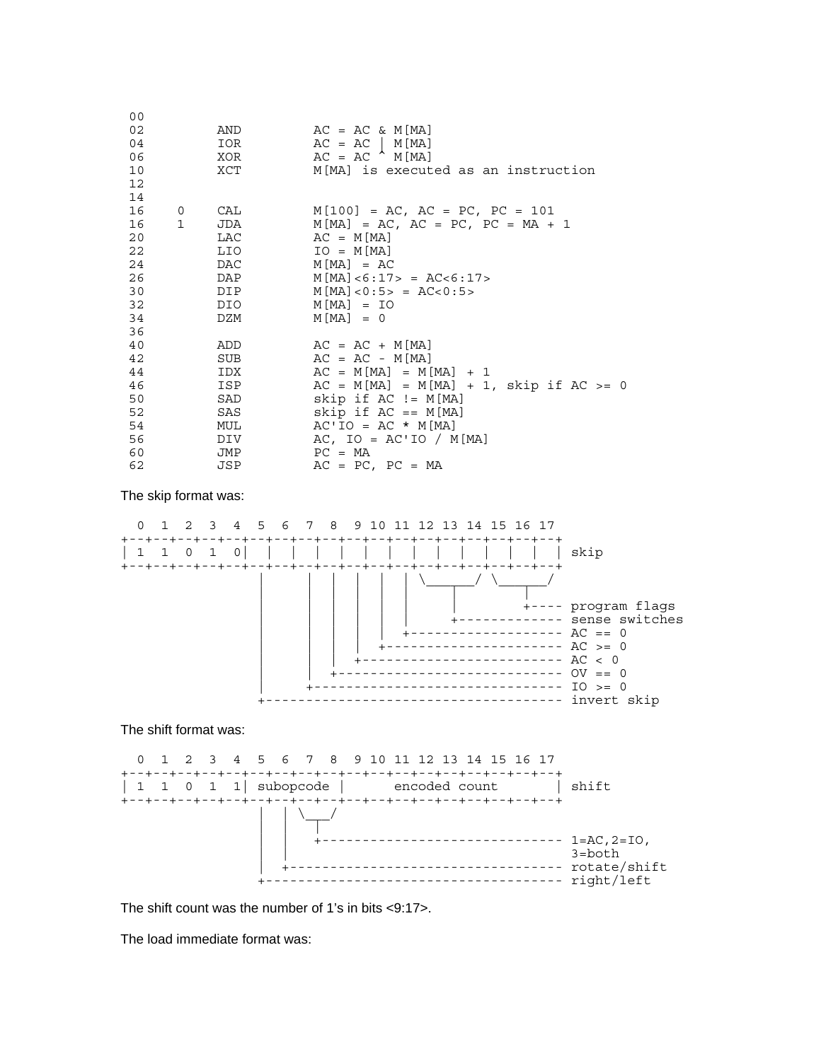```
 00
 02          AND          AC = AC & M[MA]
 04          IOR          AC = AC | M[MA]
 06          XOR          AC = AC ^ M[MA]
 10          XCT          M[MA] is executed as an instruction
 12
 14
 16    0     CAL          M[100] = AC, AC = PC, PC = 101
 16    1     JDA          M[MA] = AC, AC = PC, PC = MA + 1
 20          LAC          AC = M[MA]
 22          LIO          IO = M[MA]
 24          DAC          M[MA] = AC
 26          DAP          M[MA]<6:17> = AC<6:17>
 30          DIP          M[MA]<0:5> = AC<0:5>
 32          DIO          M[MA] = IO
 34          DZM          M[MA] = 0
 36
 40          ADD          AC = AC + M[MA]
 42          SUB          AC = AC - M[MA]
 44          IDX          AC = M[MA] = M[MA] + 1
 46          ISP          AC = M[MA] = M[MA] + 1, skip if AC >= 0
 50          SAD          skip if AC != M[MA]
 52          SAS          skip if AC == M[MA]
 54          MUL          AC'IO = AC * M[MA]
 56          DIV          AC, IO = AC'IO / M[MA]
 60          JMP          PC = MA
 62          JSP          AC = PC, PC = MA
```

The skip format was:

```
  0  1  2  3  4  5  6  7  8  9 10 11 12 13 14 15 16 17
+--+--+--+--+--+--+--+--+--+--+--+--+--+--+--+--+--+--+
| 1  1  0  1  0|  |  |  |  |  |  |  |  |  |  |  |  |  | skip
+--+--+--+--+--+--+--+--+--+--+--+--+--+--+--+--+--+--+
                |     |  |  |  |  |  \______/ \______/
                |     |  |  |  |  |      |        |
                |     |  |  |  |  |      |        +---- program flags
                |     |  |  |  |  |      +------------- sense switches
                |     |  |  |  |  +-------------------- AC == 0
                |     |  |  |  +----------------------- AC >= 0
                |     |  |  +-------------------------- AC < 0
                |     |  +----------------------------- OV == 0
                |     +-------------------------------- IO >= 0
                +-------------------------------------- invert skip
```

The shift format was:

```
  0  1  2  3  4  5  6  7  8  9 10 11 12 13 14 15 16 17
+--+--+--+--+--+--+--+--+--+--+--+--+--+--+--+--+--+--+
| 1  1  0  1  1| subopcode |      encoded count       | shift
+--+--+--+--+--+--+--+--+--+--+--+--+--+--+--+--+--+--+
                |  | \___/
                |  |   |
                |  |   +------------------------------ 1=AC,2=IO,
                |  |                                   3=both
                |  +---------------------------------- rotate/shift
                +------------------------------------- right/left
```

The shift count was the number of 1's in bits <9:17>.

The load immediate format was: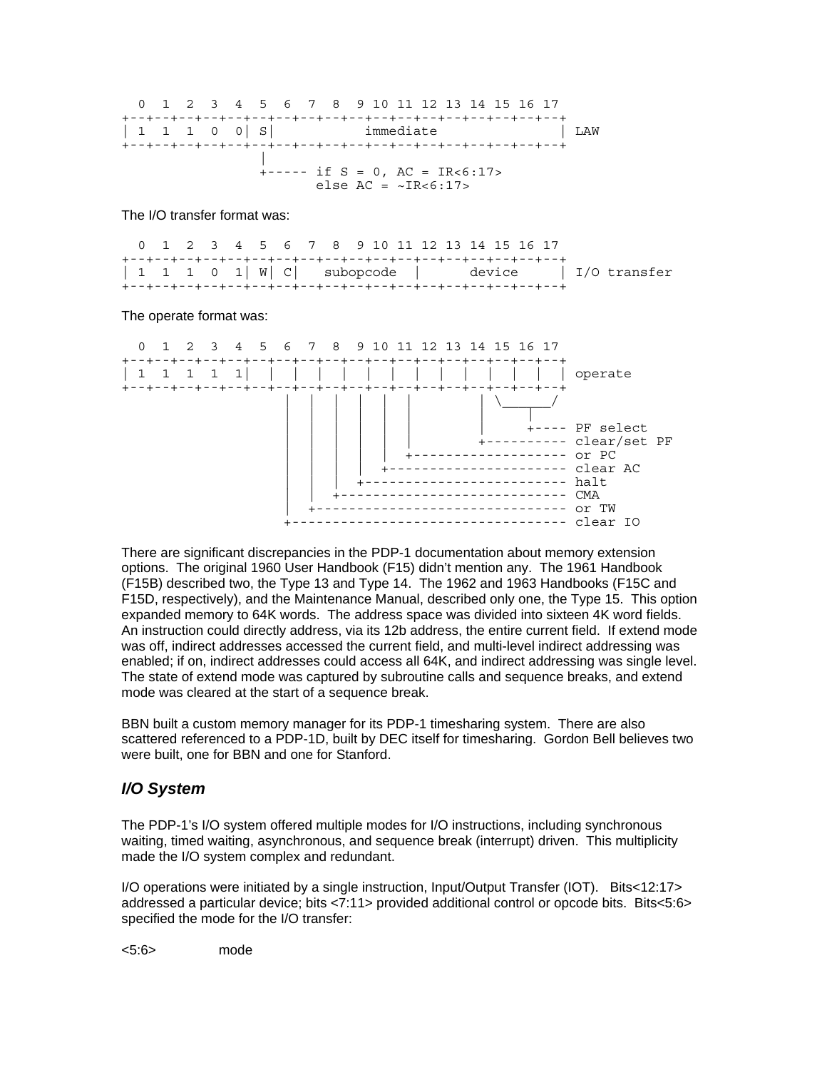```
  0  1  2  3  4  5  6  7  8  9 10 11 12 13 14 15 16 17
+--+--+--+--+--+--+--+--+--+--+--+--+--+--+--+--+--+--+
| 1  1  1  0  0| S|           immediate               | LAW
+--+--+--+--+--+--+--+--+--+--+--+--+--+--+--+--+--+--+
                 |
                 +----- if S = 0, AC = IR<6:17>
                        else AC = ~IR<6:17>
```

The I/O transfer format was:

```
  0  1  2  3  4  5  6  7  8  9 10 11 12 13 14 15 16 17
+--+--+--+--+--+--+--+--+--+--+--+--+--+--+--+--+--+--+
| 1  1  1  0  1| W| C|   subopcode  |      device     | I/O transfer
+--+--+--+--+--+--+--+--+--+--+--+--+--+--+--+--+--+--+
```

The operate format was:

```
  0  1  2  3  4  5  6  7  8  9 10 11 12 13 14 15 16 17
+--+--+--+--+--+--+--+--+--+--+--+--+--+--+--+--+--+--+
| 1  1  1  1  1|  |  |  |  |  |  |  |  |  |  |  |  |  | operate
+--+--+--+--+--+--+--+--+--+--+--+--+--+--+--+--+--+--+
                  |  |  |  |  |  |        | \______/
                  |  |  |  |  |  |        |     |
                  |  |  |  |  |  |        |     +---- PF select
                  |  |  |  |  |  |        +---------- clear/set PF
                  |  |  |  |  |  +------------------- or PC
                  |  |  |  |  +---------------------- clear AC
                  |  |  |  +------------------------- halt
                  |  |  +---------------------------- CMA
                  |  +------------------------------- or TW
                  +---------------------------------- clear IO
```

There are significant discrepancies in the PDP-1 documentation about memory extension options. The original 1960 User Handbook (F15) didn't mention any. The 1961 Handbook (F15B) described two, the Type 13 and Type 14. The 1962 and 1963 Handbooks (F15C and F15D, respectively), and the Maintenance Manual, described only one, the Type 15. This option expanded memory to 64K words. The address space was divided into sixteen 4K word fields. An instruction could directly address, via its 12b address, the entire current field. If extend mode was off, indirect addresses accessed the current field, and multi-level indirect addressing was enabled; if on, indirect addresses could access all 64K, and indirect addressing was single level. The state of extend mode was captured by subroutine calls and sequence breaks, and extend mode was cleared at the start of a sequence break.

BBN built a custom memory manager for its PDP-1 timesharing system. There are also scattered referenced to a PDP-1D, built by DEC itself for timesharing. Gordon Bell believes two were built, one for BBN and one for Stanford.

### *I/O System*

The PDP-1's I/O system offered multiple modes for I/O instructions, including synchronous waiting, timed waiting, asynchronous, and sequence break (interrupt) driven. This multiplicity made the I/O system complex and redundant.

I/O operations were initiated by a single instruction, Input/Output Transfer (IOT). Bits<12:17> addressed a particular device; bits <7:11> provided additional control or opcode bits. Bits<5:6> specified the mode for the I/O transfer:

<5:6>      mode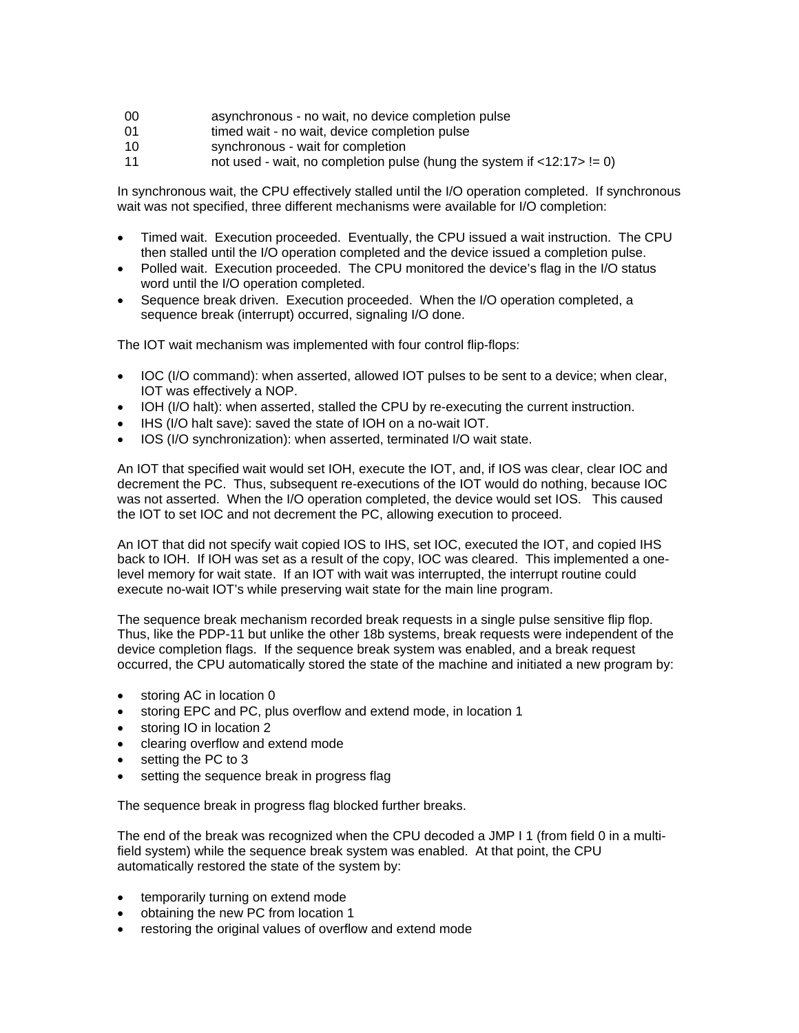| | |
|---|---|
| 00 | asynchronous - no wait, no device completion pulse |
| 01 | timed wait - no wait, device completion pulse |
| 10 | synchronous - wait for completion |
| 11 | not used - wait, no completion pulse (hung the system if <12:17> != 0) |

In synchronous wait, the CPU effectively stalled until the I/O operation completed. If synchronous wait was not specified, three different mechanisms were available for I/O completion:

- Timed wait. Execution proceeded. Eventually, the CPU issued a wait instruction. The CPU then stalled until the I/O operation completed and the device issued a completion pulse.
- Polled wait. Execution proceeded. The CPU monitored the device's flag in the I/O status word until the I/O operation completed.
- Sequence break driven. Execution proceeded. When the I/O operation completed, a sequence break (interrupt) occurred, signaling I/O done.

The IOT wait mechanism was implemented with four control flip-flops:

- IOC (I/O command): when asserted, allowed IOT pulses to be sent to a device; when clear, IOT was effectively a NOP.
- IOH (I/O halt): when asserted, stalled the CPU by re-executing the current instruction.
- IHS (I/O halt save): saved the state of IOH on a no-wait IOT.
- IOS (I/O synchronization): when asserted, terminated I/O wait state.

An IOT that specified wait would set IOH, execute the IOT, and, if IOS was clear, clear IOC and decrement the PC. Thus, subsequent re-executions of the IOT would do nothing, because IOC was not asserted. When the I/O operation completed, the device would set IOS. This caused the IOT to set IOC and not decrement the PC, allowing execution to proceed.

An IOT that did not specify wait copied IOS to IHS, set IOC, executed the IOT, and copied IHS back to IOH. If IOH was set as a result of the copy, IOC was cleared. This implemented a one-level memory for wait state. If an IOT with wait was interrupted, the interrupt routine could execute no-wait IOT's while preserving wait state for the main line program.

The sequence break mechanism recorded break requests in a single pulse sensitive flip flop. Thus, like the PDP-11 but unlike the other 18b systems, break requests were independent of the device completion flags. If the sequence break system was enabled, and a break request occurred, the CPU automatically stored the state of the machine and initiated a new program by:

- storing AC in location 0
- storing EPC and PC, plus overflow and extend mode, in location 1
- storing IO in location 2
- clearing overflow and extend mode
- setting the PC to 3
- setting the sequence break in progress flag

The sequence break in progress flag blocked further breaks.

The end of the break was recognized when the CPU decoded a JMP I 1 (from field 0 in a multi-field system) while the sequence break system was enabled. At that point, the CPU automatically restored the state of the system by:

- temporarily turning on extend mode
- obtaining the new PC from location 1
- restoring the original values of overflow and extend mode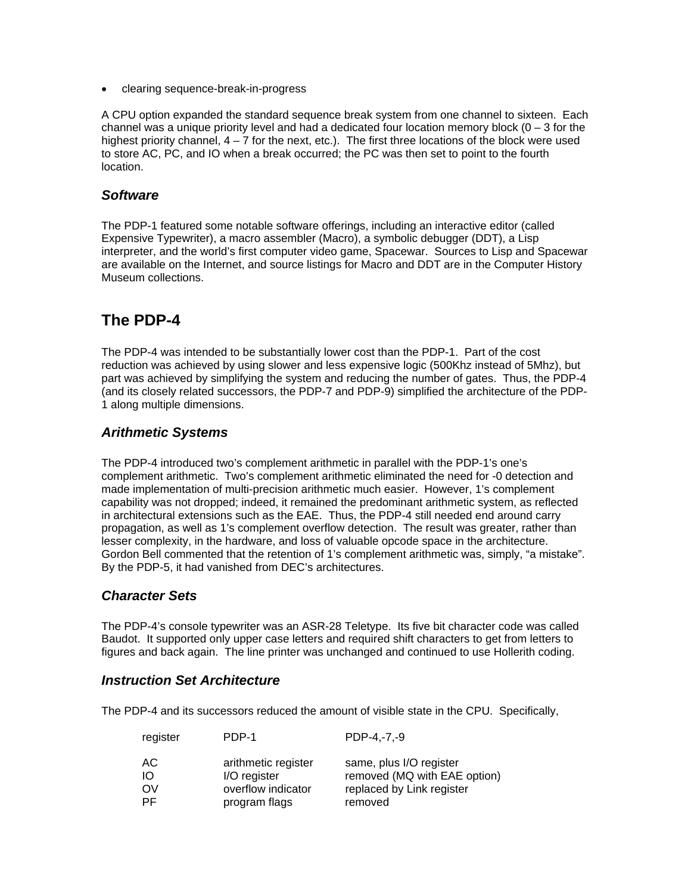- clearing sequence-break-in-progress

A CPU option expanded the standard sequence break system from one channel to sixteen. Each channel was a unique priority level and had a dedicated four location memory block (0 – 3 for the highest priority channel, 4 – 7 for the next, etc.). The first three locations of the block were used to store AC, PC, and IO when a break occurred; the PC was then set to point to the fourth location.

### *Software*

The PDP-1 featured some notable software offerings, including an interactive editor (called Expensive Typewriter), a macro assembler (Macro), a symbolic debugger (DDT), a Lisp interpreter, and the world's first computer video game, Spacewar. Sources to Lisp and Spacewar are available on the Internet, and source listings for Macro and DDT are in the Computer History Museum collections.

## The PDP-4

The PDP-4 was intended to be substantially lower cost than the PDP-1. Part of the cost reduction was achieved by using slower and less expensive logic (500Khz instead of 5Mhz), but part was achieved by simplifying the system and reducing the number of gates. Thus, the PDP-4 (and its closely related successors, the PDP-7 and PDP-9) simplified the architecture of the PDP-1 along multiple dimensions.

### *Arithmetic Systems*

The PDP-4 introduced two's complement arithmetic in parallel with the PDP-1's one's complement arithmetic. Two's complement arithmetic eliminated the need for -0 detection and made implementation of multi-precision arithmetic much easier. However, 1's complement capability was not dropped; indeed, it remained the predominant arithmetic system, as reflected in architectural extensions such as the EAE. Thus, the PDP-4 still needed end around carry propagation, as well as 1's complement overflow detection. The result was greater, rather than lesser complexity, in the hardware, and loss of valuable opcode space in the architecture. Gordon Bell commented that the retention of 1's complement arithmetic was, simply, "a mistake". By the PDP-5, it had vanished from DEC's architectures.

### *Character Sets*

The PDP-4's console typewriter was an ASR-28 Teletype. Its five bit character code was called Baudot. It supported only upper case letters and required shift characters to get from letters to figures and back again. The line printer was unchanged and continued to use Hollerith coding.

### *Instruction Set Architecture*

The PDP-4 and its successors reduced the amount of visible state in the CPU. Specifically,

| register | PDP-1 | PDP-4,-7,-9 |
|---|---|---|
| AC | arithmetic register | same, plus I/O register |
| IO | I/O register | removed (MQ with EAE option) |
| OV | overflow indicator | replaced by Link register |
| PF | program flags | removed |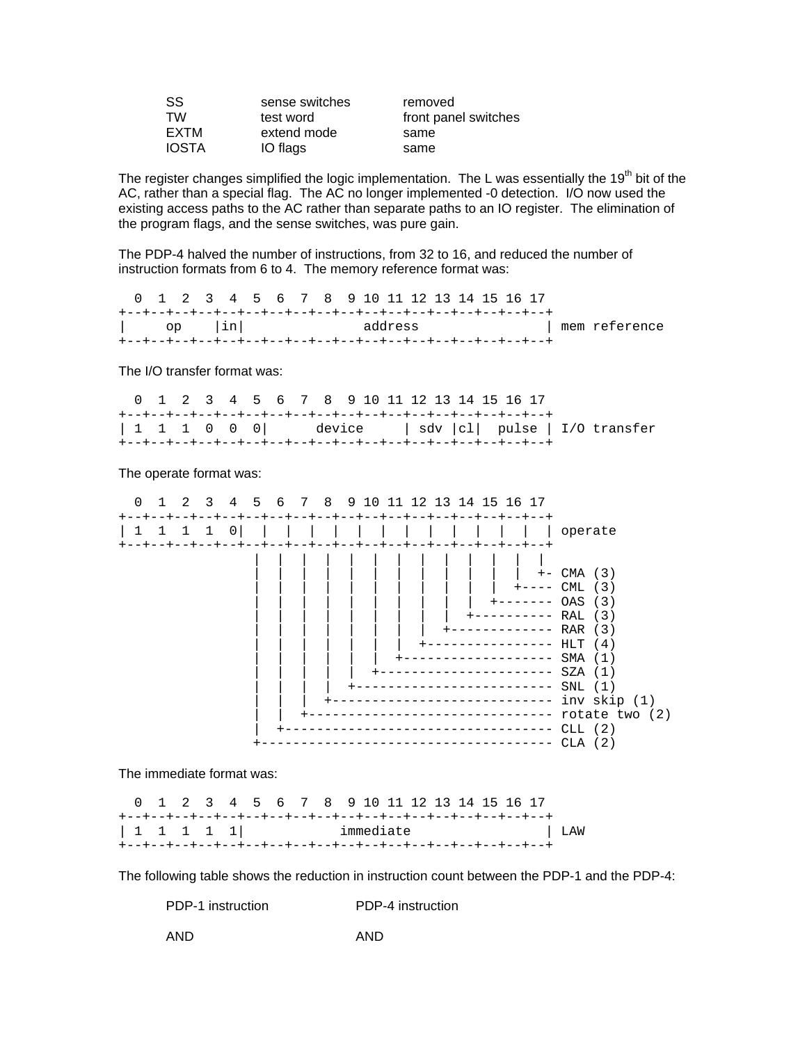| | | |
|---|---|---|
| SS | sense switches | removed |
| TW | test word | front panel switches |
| EXTM | extend mode | same |
| IOSTA | IO flags | same |

The register changes simplified the logic implementation. The L was essentially the 19th bit of the AC, rather than a special flag. The AC no longer implemented -0 detection. I/O now used the existing access paths to the AC rather than separate paths to an IO register. The elimination of the program flags, and the sense switches, was pure gain.

The PDP-4 halved the number of instructions, from 32 to 16, and reduced the number of instruction formats from 6 to 4. The memory reference format was:

```
  0  1  2  3  4  5  6  7  8  9 10 11 12 13 14 15 16 17
+--+--+--+--+--+--+--+--+--+--+--+--+--+--+--+--+--+--+
|     op    |in|               address                | mem reference
+--+--+--+--+--+--+--+--+--+--+--+--+--+--+--+--+--+--+
```

The I/O transfer format was:

```
  0  1  2  3  4  5  6  7  8  9 10 11 12 13 14 15 16 17
+--+--+--+--+--+--+--+--+--+--+--+--+--+--+--+--+--+--+
| 1  1  1  0  0  0|      device     | sdv |cl|  pulse | I/O transfer
+--+--+--+--+--+--+--+--+--+--+--+--+--+--+--+--+--+--+
```

The operate format was:

```
  0  1  2  3  4  5  6  7  8  9 10 11 12 13 14 15 16 17
+--+--+--+--+--+--+--+--+--+--+--+--+--+--+--+--+--+--+
| 1  1  1  1  0|  |  |  |  |  |  |  |  |  |  |  |  |  | operate
+--+--+--+--+--+--+--+--+--+--+--+--+--+--+--+--+--+--+
                |  |  |  |  |  |  |  |  |  |  |  |  |
                |  |  |  |  |  |  |  |  |  |  |  |  +- CMA (3)
                |  |  |  |  |  |  |  |  |  |  |  +---- CML (3)
                |  |  |  |  |  |  |  |  |  |  +------- OAS (3)
                |  |  |  |  |  |  |  |  |  +---------- RAL (3)
                |  |  |  |  |  |  |  |  +------------- RAR (3)
                |  |  |  |  |  |  |  +---------------- HLT (4)
                |  |  |  |  |  |  +------------------- SMA (1)
                |  |  |  |  |  +---------------------- SZA (1)
                |  |  |  |  +------------------------- SNL (1)
                |  |  |  +---------------------------- inv skip (1)
                |  |  +------------------------------- rotate two (2)
                |  +---------------------------------- CLL (2)
                +------------------------------------- CLA (2)
```

The immediate format was:

```
  0  1  2  3  4  5  6  7  8  9 10 11 12 13 14 15 16 17
+--+--+--+--+--+--+--+--+--+--+--+--+--+--+--+--+--+--+
| 1  1  1  1  1|           immediate                  | LAW
+--+--+--+--+--+--+--+--+--+--+--+--+--+--+--+--+--+--+
```

The following table shows the reduction in instruction count between the PDP-1 and the PDP-4:

| PDP-1 instruction | PDP-4 instruction |
|---|---|
| AND | AND |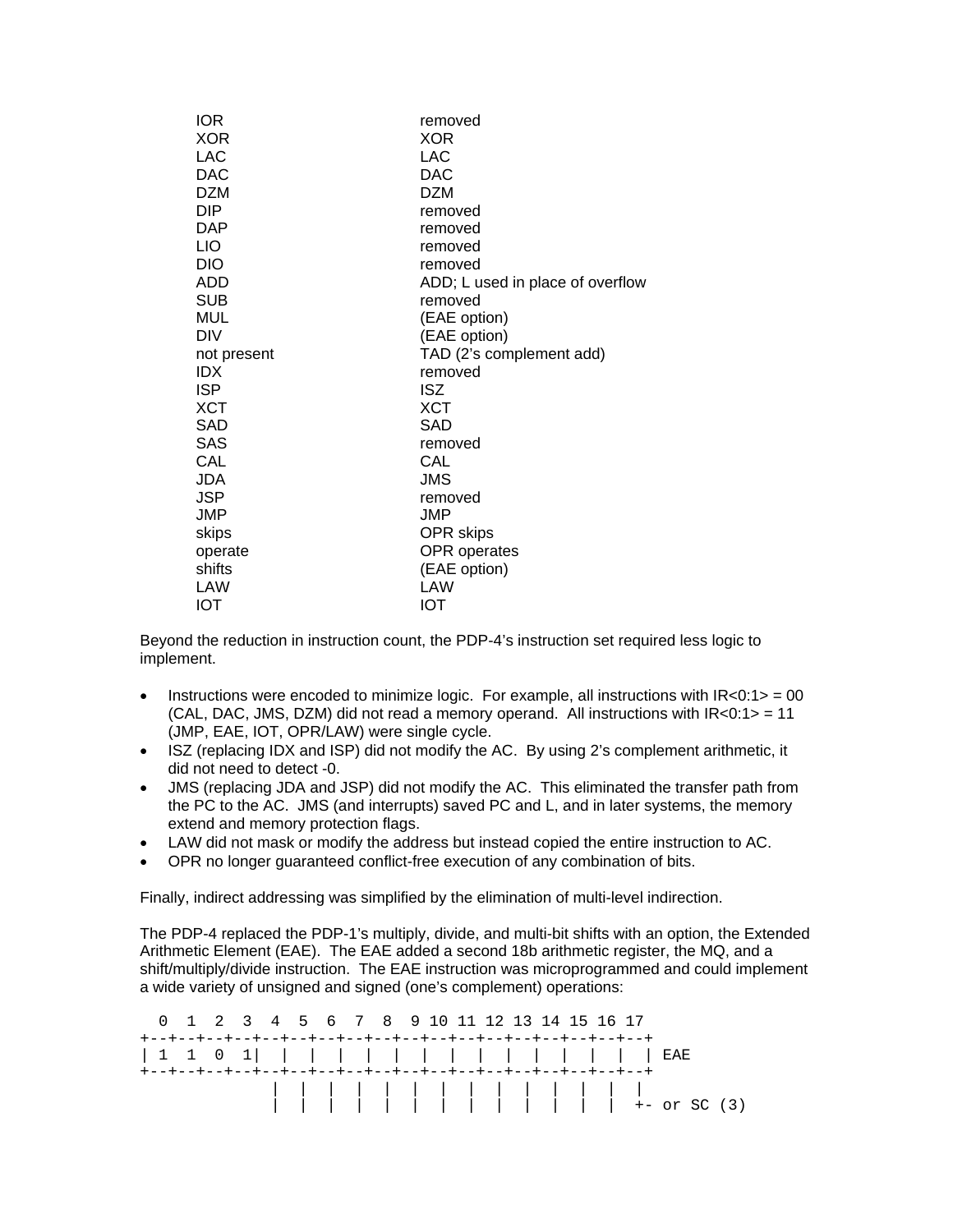| | |
|---|---|
| IOR | removed |
| XOR | XOR |
| LAC | LAC |
| DAC | DAC |
| DZM | DZM |
| DIP | removed |
| DAP | removed |
| LIO | removed |
| DIO | removed |
| ADD | ADD; L used in place of overflow |
| SUB | removed |
| MUL | (EAE option) |
| DIV | (EAE option) |
| not present | TAD (2's complement add) |
| IDX | removed |
| ISP | ISZ |
| XCT | XCT |
| SAD | SAD |
| SAS | removed |
| CAL | CAL |
| JDA | JMS |
| JSP | removed |
| JMP | JMP |
| skips | OPR skips |
| operate | OPR operates |
| shifts | (EAE option) |
| LAW | LAW |
| IOT | IOT |

Beyond the reduction in instruction count, the PDP-4's instruction set required less logic to implement.

- Instructions were encoded to minimize logic. For example, all instructions with IR<0:1> = 00 (CAL, DAC, JMS, DZM) did not read a memory operand. All instructions with IR<0:1> = 11 (JMP, EAE, IOT, OPR/LAW) were single cycle.
- ISZ (replacing IDX and ISP) did not modify the AC. By using 2's complement arithmetic, it did not need to detect -0.
- JMS (replacing JDA and JSP) did not modify the AC. This eliminated the transfer path from the PC to the AC. JMS (and interrupts) saved PC and L, and in later systems, the memory extend and memory protection flags.
- LAW did not mask or modify the address but instead copied the entire instruction to AC.
- OPR no longer guaranteed conflict-free execution of any combination of bits.

Finally, indirect addressing was simplified by the elimination of multi-level indirection.

The PDP-4 replaced the PDP-1's multiply, divide, and multi-bit shifts with an option, the Extended Arithmetic Element (EAE). The EAE added a second 18b arithmetic register, the MQ, and a shift/multiply/divide instruction. The EAE instruction was microprogrammed and could implement a wide variety of unsigned and signed (one's complement) operations:

```
  0  1  2  3  4  5  6  7  8  9 10 11 12 13 14 15 16 17
+--+--+--+--+--+--+--+--+--+--+--+--+--+--+--+--+--+--+
| 1  1  0  1|  |  |  |  |  |  |  |  |  |  |  |  |  |  | EAE
+--+--+--+--+--+--+--+--+--+--+--+--+--+--+--+--+--+--+
             |  |  |  |  |  |  |  |  |  |  |  |  |  |
             |  |  |  |  |  |  |  |  |  |  |  |  |  +- or SC (3)
```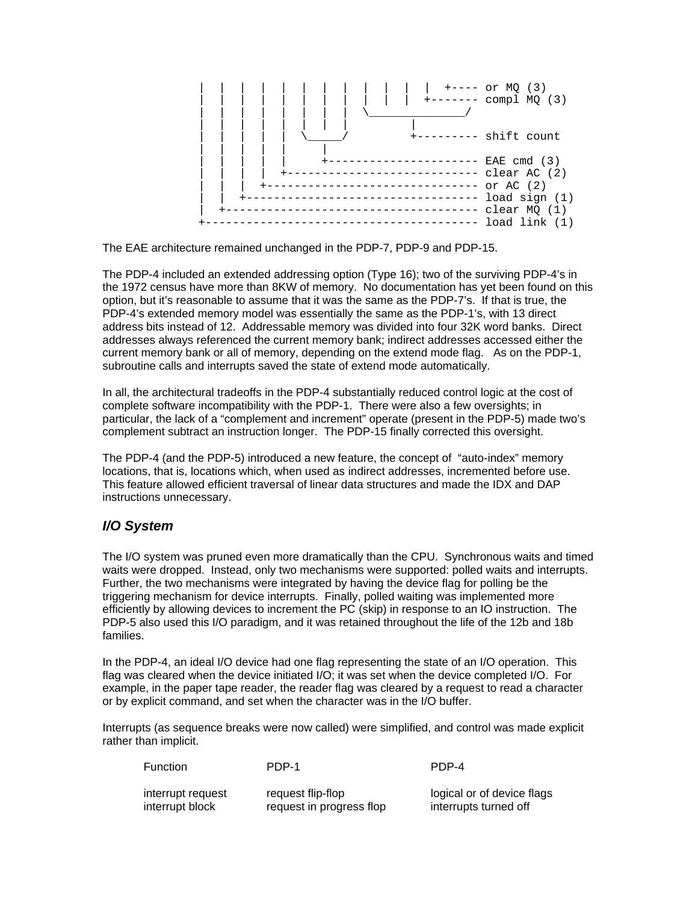```
|  |  |  |  |  |  |  |  |  |  |  |  +---- or MQ (3)
|  |  |  |  |  |  |  |  |  |  |  +------- compl MQ (3)
|  |  |  |  |  |  |  |  \_____________/
|  |  |  |  |  |  |  |         |
|  |  |  |  |  \_____/         +--------- shift count
|  |  |  |  |     |
|  |  |  |  |     +---------------------- EAE cmd (3)
|  |  |  |  +---------------------------- clear AC (2)
|  |  |  +------------------------------- or AC (2)
|  |  +---------------------------------- load sign (1)
|  +------------------------------------- clear MQ (1)
+---------------------------------------- load link (1)
```

The EAE architecture remained unchanged in the PDP-7, PDP-9 and PDP-15.

The PDP-4 included an extended addressing option (Type 16); two of the surviving PDP-4's in the 1972 census have more than 8KW of memory. No documentation has yet been found on this option, but it's reasonable to assume that it was the same as the PDP-7's. If that is true, the PDP-4's extended memory model was essentially the same as the PDP-1's, with 13 direct address bits instead of 12. Addressable memory was divided into four 32K word banks. Direct addresses always referenced the current memory bank; indirect addresses accessed either the current memory bank or all of memory, depending on the extend mode flag. As on the PDP-1, subroutine calls and interrupts saved the state of extend mode automatically.

In all, the architectural tradeoffs in the PDP-4 substantially reduced control logic at the cost of complete software incompatibility with the PDP-1. There were also a few oversights; in particular, the lack of a "complement and increment" operate (present in the PDP-5) made two's complement subtract an instruction longer. The PDP-15 finally corrected this oversight.

The PDP-4 (and the PDP-5) introduced a new feature, the concept of "auto-index" memory locations, that is, locations which, when used as indirect addresses, incremented before use. This feature allowed efficient traversal of linear data structures and made the IDX and DAP instructions unnecessary.

## *I/O System*

The I/O system was pruned even more dramatically than the CPU. Synchronous waits and timed waits were dropped. Instead, only two mechanisms were supported: polled waits and interrupts. Further, the two mechanisms were integrated by having the device flag for polling be the triggering mechanism for device interrupts. Finally, polled waiting was implemented more efficiently by allowing devices to increment the PC (skip) in response to an IO instruction. The PDP-5 also used this I/O paradigm, and it was retained throughout the life of the 12b and 18b families.

In the PDP-4, an ideal I/O device had one flag representing the state of an I/O operation. This flag was cleared when the device initiated I/O; it was set when the device completed I/O. For example, in the paper tape reader, the reader flag was cleared by a request to read a character or by explicit command, and set when the character was in the I/O buffer.

Interrupts (as sequence breaks were now called) were simplified, and control was made explicit rather than implicit.

| Function | PDP-1 | PDP-4 |
|---|---|---|
| interrupt request | request flip-flop | logical or of device flags |
| interrupt block | request in progress flop | interrupts turned off |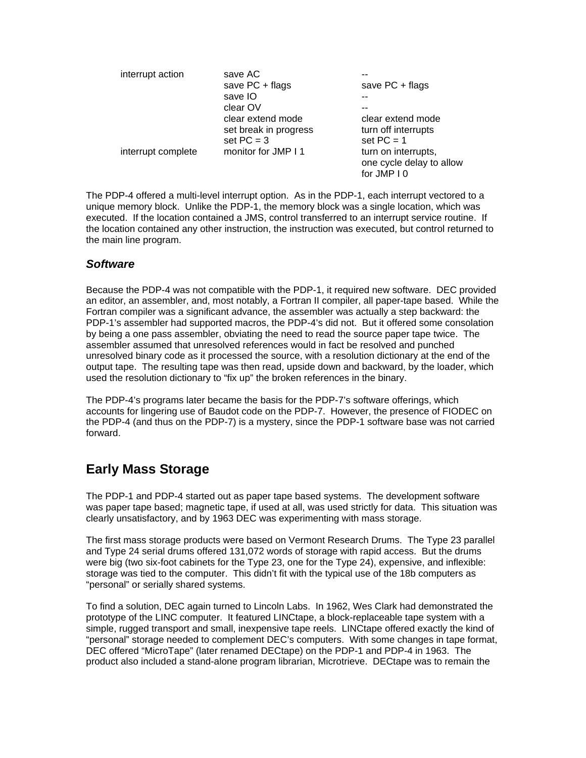| | | |
|---|---|---|
| interrupt action | save AC | -- |
| | save PC + flags | save PC + flags |
| | save IO | -- |
| | clear OV | -- |
| | clear extend mode | clear extend mode |
| | set break in progress | turn off interrupts |
| | set PC = 3 | set PC = 1 |
| interrupt complete | monitor for JMP I 1 | turn on interrupts, one cycle delay to allow for JMP I 0 |

The PDP-4 offered a multi-level interrupt option. As in the PDP-1, each interrupt vectored to a unique memory block. Unlike the PDP-1, the memory block was a single location, which was executed. If the location contained a JMS, control transferred to an interrupt service routine. If the location contained any other instruction, the instruction was executed, but control returned to the main line program.

### *Software*

Because the PDP-4 was not compatible with the PDP-1, it required new software. DEC provided an editor, an assembler, and, most notably, a Fortran II compiler, all paper-tape based. While the Fortran compiler was a significant advance, the assembler was actually a step backward: the PDP-1's assembler had supported macros, the PDP-4's did not. But it offered some consolation by being a one pass assembler, obviating the need to read the source paper tape twice. The assembler assumed that unresolved references would in fact be resolved and punched unresolved binary code as it processed the source, with a resolution dictionary at the end of the output tape. The resulting tape was then read, upside down and backward, by the loader, which used the resolution dictionary to "fix up" the broken references in the binary.

The PDP-4's programs later became the basis for the PDP-7's software offerings, which accounts for lingering use of Baudot code on the PDP-7. However, the presence of FIODEC on the PDP-4 (and thus on the PDP-7) is a mystery, since the PDP-1 software base was not carried forward.

## Early Mass Storage

The PDP-1 and PDP-4 started out as paper tape based systems. The development software was paper tape based; magnetic tape, if used at all, was used strictly for data. This situation was clearly unsatisfactory, and by 1963 DEC was experimenting with mass storage.

The first mass storage products were based on Vermont Research Drums. The Type 23 parallel and Type 24 serial drums offered 131,072 words of storage with rapid access. But the drums were big (two six-foot cabinets for the Type 23, one for the Type 24), expensive, and inflexible: storage was tied to the computer. This didn't fit with the typical use of the 18b computers as "personal" or serially shared systems.

To find a solution, DEC again turned to Lincoln Labs. In 1962, Wes Clark had demonstrated the prototype of the LINC computer. It featured LINCtape, a block-replaceable tape system with a simple, rugged transport and small, inexpensive tape reels. LINCtape offered exactly the kind of "personal" storage needed to complement DEC's computers. With some changes in tape format, DEC offered "MicroTape" (later renamed DECtape) on the PDP-1 and PDP-4 in 1963. The product also included a stand-alone program librarian, Microtrieve. DECtape was to remain the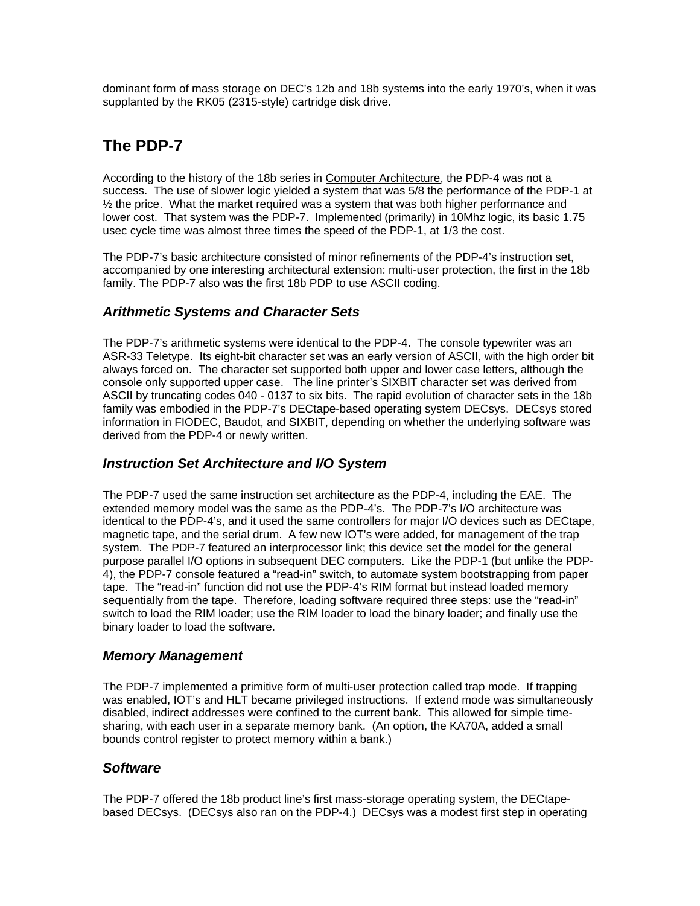dominant form of mass storage on DEC's 12b and 18b systems into the early 1970's, when it was supplanted by the RK05 (2315-style) cartridge disk drive.

## The PDP-7

According to the history of the 18b series in Computer Architecture, the PDP-4 was not a success. The use of slower logic yielded a system that was 5/8 the performance of the PDP-1 at ½ the price. What the market required was a system that was both higher performance and lower cost. That system was the PDP-7. Implemented (primarily) in 10Mhz logic, its basic 1.75 usec cycle time was almost three times the speed of the PDP-1, at 1/3 the cost.

The PDP-7's basic architecture consisted of minor refinements of the PDP-4's instruction set, accompanied by one interesting architectural extension: multi-user protection, the first in the 18b family. The PDP-7 also was the first 18b PDP to use ASCII coding.

### *Arithmetic Systems and Character Sets*

The PDP-7's arithmetic systems were identical to the PDP-4. The console typewriter was an ASR-33 Teletype. Its eight-bit character set was an early version of ASCII, with the high order bit always forced on. The character set supported both upper and lower case letters, although the console only supported upper case. The line printer's SIXBIT character set was derived from ASCII by truncating codes 040 - 0137 to six bits. The rapid evolution of character sets in the 18b family was embodied in the PDP-7's DECtape-based operating system DECsys. DECsys stored information in FIODEC, Baudot, and SIXBIT, depending on whether the underlying software was derived from the PDP-4 or newly written.

### *Instruction Set Architecture and I/O System*

The PDP-7 used the same instruction set architecture as the PDP-4, including the EAE. The extended memory model was the same as the PDP-4's. The PDP-7's I/O architecture was identical to the PDP-4's, and it used the same controllers for major I/O devices such as DECtape, magnetic tape, and the serial drum. A few new IOT's were added, for management of the trap system. The PDP-7 featured an interprocessor link; this device set the model for the general purpose parallel I/O options in subsequent DEC computers. Like the PDP-1 (but unlike the PDP-4), the PDP-7 console featured a "read-in" switch, to automate system bootstrapping from paper tape. The "read-in" function did not use the PDP-4's RIM format but instead loaded memory sequentially from the tape. Therefore, loading software required three steps: use the "read-in" switch to load the RIM loader; use the RIM loader to load the binary loader; and finally use the binary loader to load the software.

### *Memory Management*

The PDP-7 implemented a primitive form of multi-user protection called trap mode. If trapping was enabled, IOT's and HLT became privileged instructions. If extend mode was simultaneously disabled, indirect addresses were confined to the current bank. This allowed for simple time-sharing, with each user in a separate memory bank. (An option, the KA70A, added a small bounds control register to protect memory within a bank.)

### *Software*

The PDP-7 offered the 18b product line's first mass-storage operating system, the DECtape-based DECsys. (DECsys also ran on the PDP-4.) DECsys was a modest first step in operating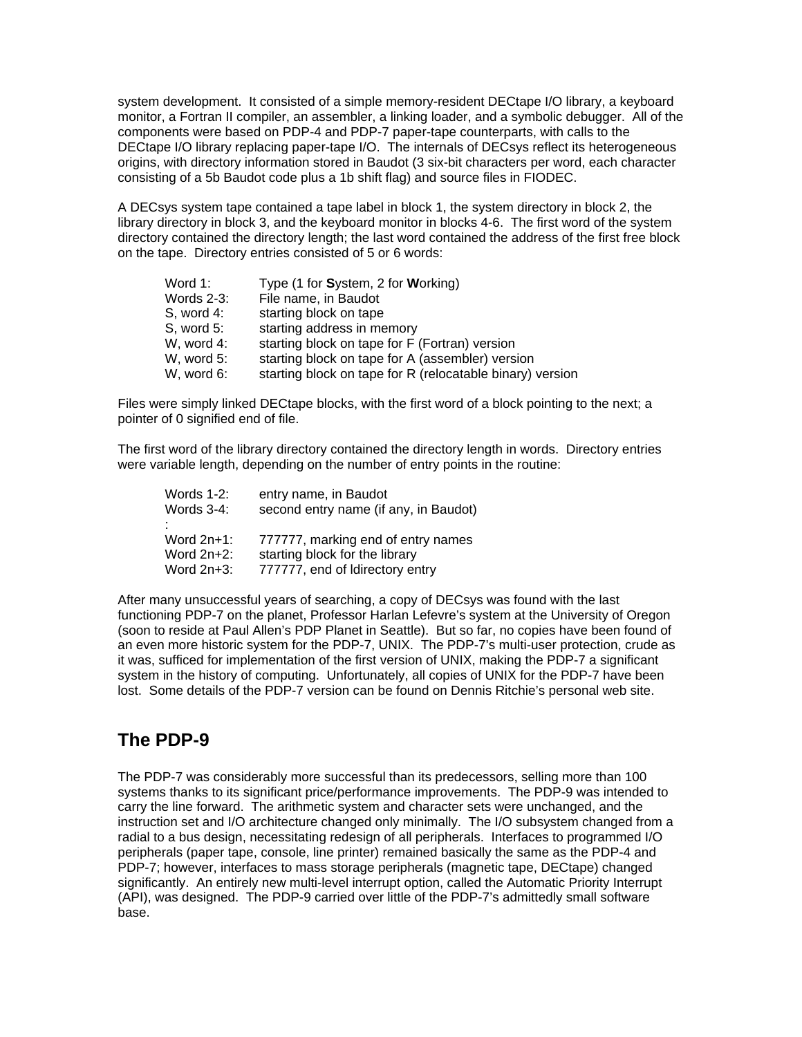system development. It consisted of a simple memory-resident DECtape I/O library, a keyboard monitor, a Fortran II compiler, an assembler, a linking loader, and a symbolic debugger. All of the components were based on PDP-4 and PDP-7 paper-tape counterparts, with calls to the DECtape I/O library replacing paper-tape I/O. The internals of DECsys reflect its heterogeneous origins, with directory information stored in Baudot (3 six-bit characters per word, each character consisting of a 5b Baudot code plus a 1b shift flag) and source files in FIODEC.

A DECsys system tape contained a tape label in block 1, the system directory in block 2, the library directory in block 3, and the keyboard monitor in blocks 4-6. The first word of the system directory contained the directory length; the last word contained the address of the first free block on the tape. Directory entries consisted of 5 or 6 words:

| | |
|---|---|
| Word 1: | Type (1 for **S**ystem, 2 for **W**orking) |
| Words 2-3: | File name, in Baudot |
| S, word 4: | starting block on tape |
| S, word 5: | starting address in memory |
| W, word 4: | starting block on tape for F (Fortran) version |
| W, word 5: | starting block on tape for A (assembler) version |
| W, word 6: | starting block on tape for R (relocatable binary) version |

Files were simply linked DECtape blocks, with the first word of a block pointing to the next; a pointer of 0 signified end of file.

The first word of the library directory contained the directory length in words. Directory entries were variable length, depending on the number of entry points in the routine:

| | |
|---|---|
| Words 1-2: | entry name, in Baudot |
| Words 3-4: | second entry name (if any, in Baudot) |
| : | |
| Word 2n+1: | 777777, marking end of entry names |
| Word 2n+2: | starting block for the library |
| Word 2n+3: | 777777, end of ldirectory entry |

After many unsuccessful years of searching, a copy of DECsys was found with the last functioning PDP-7 on the planet, Professor Harlan Lefevre's system at the University of Oregon (soon to reside at Paul Allen's PDP Planet in Seattle). But so far, no copies have been found of an even more historic system for the PDP-7, UNIX. The PDP-7's multi-user protection, crude as it was, sufficed for implementation of the first version of UNIX, making the PDP-7 a significant system in the history of computing. Unfortunately, all copies of UNIX for the PDP-7 have been lost. Some details of the PDP-7 version can be found on Dennis Ritchie's personal web site.

## The PDP-9

The PDP-7 was considerably more successful than its predecessors, selling more than 100 systems thanks to its significant price/performance improvements. The PDP-9 was intended to carry the line forward. The arithmetic system and character sets were unchanged, and the instruction set and I/O architecture changed only minimally. The I/O subsystem changed from a radial to a bus design, necessitating redesign of all peripherals. Interfaces to programmed I/O peripherals (paper tape, console, line printer) remained basically the same as the PDP-4 and PDP-7; however, interfaces to mass storage peripherals (magnetic tape, DECtape) changed significantly. An entirely new multi-level interrupt option, called the Automatic Priority Interrupt (API), was designed. The PDP-9 carried over little of the PDP-7's admittedly small software base.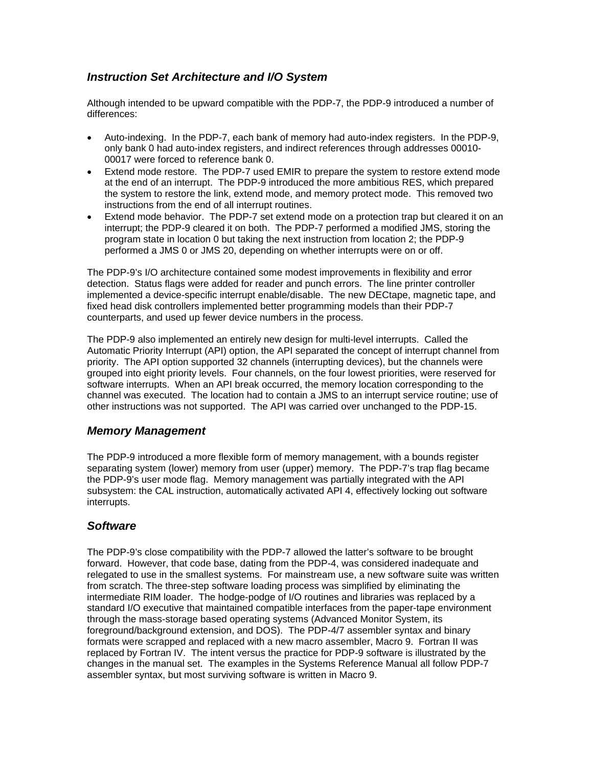### *Instruction Set Architecture and I/O System*

Although intended to be upward compatible with the PDP-7, the PDP-9 introduced a number of differences:

- Auto-indexing. In the PDP-7, each bank of memory had auto-index registers. In the PDP-9, only bank 0 had auto-index registers, and indirect references through addresses 00010-00017 were forced to reference bank 0.
- Extend mode restore. The PDP-7 used EMIR to prepare the system to restore extend mode at the end of an interrupt. The PDP-9 introduced the more ambitious RES, which prepared the system to restore the link, extend mode, and memory protect mode. This removed two instructions from the end of all interrupt routines.
- Extend mode behavior. The PDP-7 set extend mode on a protection trap but cleared it on an interrupt; the PDP-9 cleared it on both. The PDP-7 performed a modified JMS, storing the program state in location 0 but taking the next instruction from location 2; the PDP-9 performed a JMS 0 or JMS 20, depending on whether interrupts were on or off.

The PDP-9's I/O architecture contained some modest improvements in flexibility and error detection. Status flags were added for reader and punch errors. The line printer controller implemented a device-specific interrupt enable/disable. The new DECtape, magnetic tape, and fixed head disk controllers implemented better programming models than their PDP-7 counterparts, and used up fewer device numbers in the process.

The PDP-9 also implemented an entirely new design for multi-level interrupts. Called the Automatic Priority Interrupt (API) option, the API separated the concept of interrupt channel from priority. The API option supported 32 channels (interrupting devices), but the channels were grouped into eight priority levels. Four channels, on the four lowest priorities, were reserved for software interrupts. When an API break occurred, the memory location corresponding to the channel was executed. The location had to contain a JMS to an interrupt service routine; use of other instructions was not supported. The API was carried over unchanged to the PDP-15.

### *Memory Management*

The PDP-9 introduced a more flexible form of memory management, with a bounds register separating system (lower) memory from user (upper) memory. The PDP-7's trap flag became the PDP-9's user mode flag. Memory management was partially integrated with the API subsystem: the CAL instruction, automatically activated API 4, effectively locking out software interrupts.

### *Software*

The PDP-9's close compatibility with the PDP-7 allowed the latter's software to be brought forward. However, that code base, dating from the PDP-4, was considered inadequate and relegated to use in the smallest systems. For mainstream use, a new software suite was written from scratch. The three-step software loading process was simplified by eliminating the intermediate RIM loader. The hodge-podge of I/O routines and libraries was replaced by a standard I/O executive that maintained compatible interfaces from the paper-tape environment through the mass-storage based operating systems (Advanced Monitor System, its foreground/background extension, and DOS). The PDP-4/7 assembler syntax and binary formats were scrapped and replaced with a new macro assembler, Macro 9. Fortran II was replaced by Fortran IV. The intent versus the practice for PDP-9 software is illustrated by the changes in the manual set. The examples in the Systems Reference Manual all follow PDP-7 assembler syntax, but most surviving software is written in Macro 9.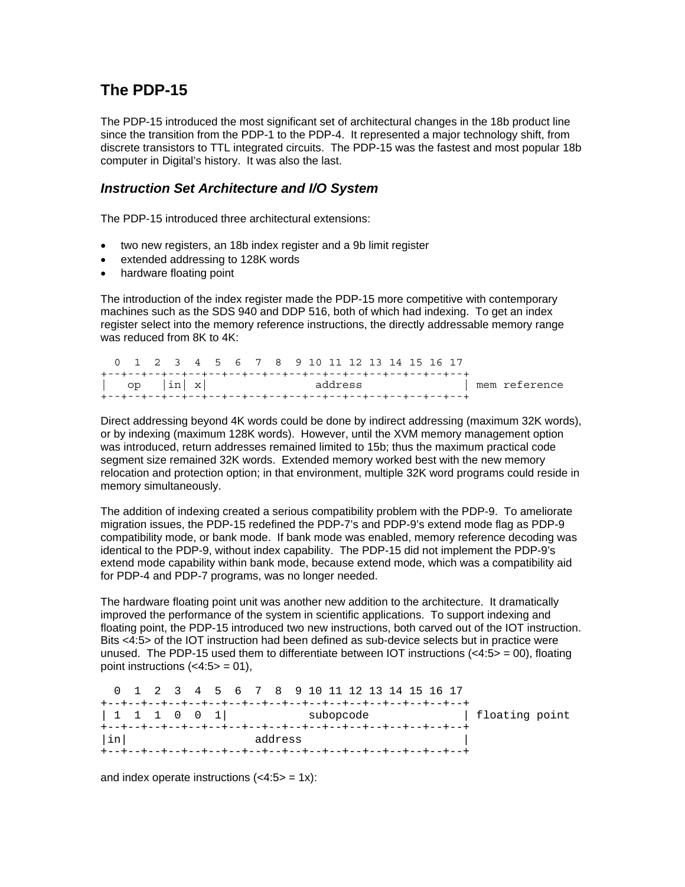## The PDP-15

The PDP-15 introduced the most significant set of architectural changes in the 18b product line since the transition from the PDP-1 to the PDP-4. It represented a major technology shift, from discrete transistors to TTL integrated circuits. The PDP-15 was the fastest and most popular 18b computer in Digital's history. It was also the last.

### *Instruction Set Architecture and I/O System*

The PDP-15 introduced three architectural extensions:

- two new registers, an 18b index register and a 9b limit register
- extended addressing to 128K words
- hardware floating point

The introduction of the index register made the PDP-15 more competitive with contemporary machines such as the SDS 940 and DDP 516, both of which had indexing. To get an index register select into the memory reference instructions, the directly addressable memory range was reduced from 8K to 4K:

```
  0  1  2  3  4  5  6  7  8  9 10 11 12 13 14 15 16 17
+--+--+--+--+--+--+--+--+--+--+--+--+--+--+--+--+--+--+
|   op    |in| x|               address               | mem reference
+--+--+--+--+--+--+--+--+--+--+--+--+--+--+--+--+--+--+
```

Direct addressing beyond 4K words could be done by indirect addressing (maximum 32K words), or by indexing (maximum 128K words). However, until the XVM memory management option was introduced, return addresses remained limited to 15b; thus the maximum practical code segment size remained 32K words. Extended memory worked best with the new memory relocation and protection option; in that environment, multiple 32K word programs could reside in memory simultaneously.

The addition of indexing created a serious compatibility problem with the PDP-9. To ameliorate migration issues, the PDP-15 redefined the PDP-7's and PDP-9's extend mode flag as PDP-9 compatibility mode, or bank mode. If bank mode was enabled, memory reference decoding was identical to the PDP-9, without index capability. The PDP-15 did not implement the PDP-9's extend mode capability within bank mode, because extend mode, which was a compatibility aid for PDP-4 and PDP-7 programs, was no longer needed.

The hardware floating point unit was another new addition to the architecture. It dramatically improved the performance of the system in scientific applications. To support indexing and floating point, the PDP-15 introduced two new instructions, both carved out of the IOT instruction. Bits <4:5> of the IOT instruction had been defined as sub-device selects but in practice were unused. The PDP-15 used them to differentiate between IOT instructions (<4:5> = 00), floating point instructions (<4:5> = 01),

```
  0  1  2  3  4  5  6  7  8  9 10 11 12 13 14 15 16 17
+--+--+--+--+--+--+--+--+--+--+--+--+--+--+--+--+--+--+
| 1  1  1  0  0  1|           subopcode               | floating point
+--+--+--+--+--+--+--+--+--+--+--+--+--+--+--+--+--+--+
|in|                  address                         |
+--+--+--+--+--+--+--+--+--+--+--+--+--+--+--+--+--+--+
```

and index operate instructions (<4:5> = 1x):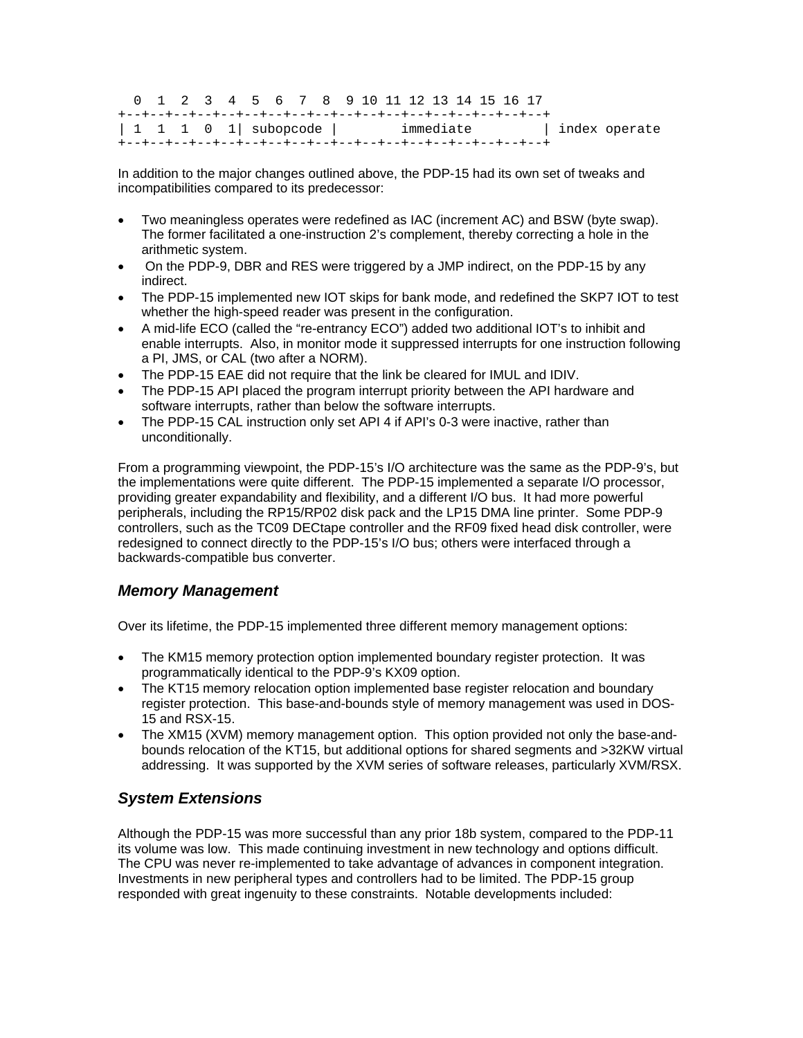```
  0  1  2  3  4  5  6  7  8  9 10 11 12 13 14 15 16 17
+--+--+--+--+--+--+--+--+--+--+--+--+--+--+--+--+--+--+
| 1  1  1  0  1| subopcode |        immediate         | index operate
+--+--+--+--+--+--+--+--+--+--+--+--+--+--+--+--+--+--+
```

In addition to the major changes outlined above, the PDP-15 had its own set of tweaks and incompatibilities compared to its predecessor:

- Two meaningless operates were redefined as IAC (increment AC) and BSW (byte swap). The former facilitated a one-instruction 2's complement, thereby correcting a hole in the arithmetic system.
- On the PDP-9, DBR and RES were triggered by a JMP indirect, on the PDP-15 by any indirect.
- The PDP-15 implemented new IOT skips for bank mode, and redefined the SKP7 IOT to test whether the high-speed reader was present in the configuration.
- A mid-life ECO (called the "re-entrancy ECO") added two additional IOT's to inhibit and enable interrupts. Also, in monitor mode it suppressed interrupts for one instruction following a PI, JMS, or CAL (two after a NORM).
- The PDP-15 EAE did not require that the link be cleared for IMUL and IDIV.
- The PDP-15 API placed the program interrupt priority between the API hardware and software interrupts, rather than below the software interrupts.
- The PDP-15 CAL instruction only set API 4 if API's 0-3 were inactive, rather than unconditionally.

From a programming viewpoint, the PDP-15's I/O architecture was the same as the PDP-9's, but the implementations were quite different. The PDP-15 implemented a separate I/O processor, providing greater expandability and flexibility, and a different I/O bus. It had more powerful peripherals, including the RP15/RP02 disk pack and the LP15 DMA line printer. Some PDP-9 controllers, such as the TC09 DECtape controller and the RF09 fixed head disk controller, were redesigned to connect directly to the PDP-15's I/O bus; others were interfaced through a backwards-compatible bus converter.

## *Memory Management*

Over its lifetime, the PDP-15 implemented three different memory management options:

- The KM15 memory protection option implemented boundary register protection. It was programmatically identical to the PDP-9's KX09 option.
- The KT15 memory relocation option implemented base register relocation and boundary register protection. This base-and-bounds style of memory management was used in DOS-15 and RSX-15.
- The XM15 (XVM) memory management option. This option provided not only the base-and-bounds relocation of the KT15, but additional options for shared segments and >32KW virtual addressing. It was supported by the XVM series of software releases, particularly XVM/RSX.

## *System Extensions*

Although the PDP-15 was more successful than any prior 18b system, compared to the PDP-11 its volume was low. This made continuing investment in new technology and options difficult. The CPU was never re-implemented to take advantage of advances in component integration. Investments in new peripheral types and controllers had to be limited. The PDP-15 group responded with great ingenuity to these constraints. Notable developments included: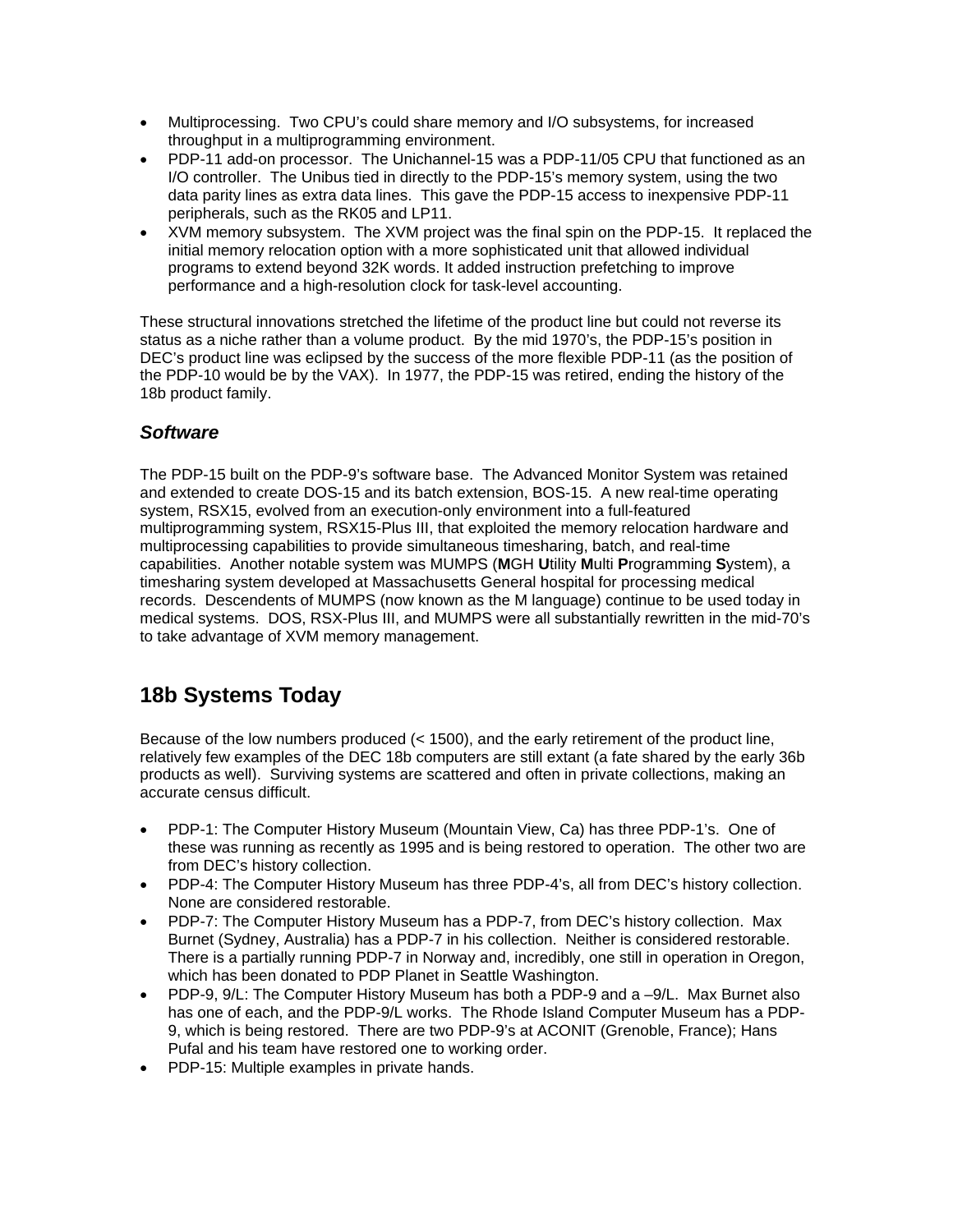- Multiprocessing. Two CPU's could share memory and I/O subsystems, for increased throughput in a multiprogramming environment.
- PDP-11 add-on processor. The Unichannel-15 was a PDP-11/05 CPU that functioned as an I/O controller. The Unibus tied in directly to the PDP-15's memory system, using the two data parity lines as extra data lines. This gave the PDP-15 access to inexpensive PDP-11 peripherals, such as the RK05 and LP11.
- XVM memory subsystem. The XVM project was the final spin on the PDP-15. It replaced the initial memory relocation option with a more sophisticated unit that allowed individual programs to extend beyond 32K words. It added instruction prefetching to improve performance and a high-resolution clock for task-level accounting.

These structural innovations stretched the lifetime of the product line but could not reverse its status as a niche rather than a volume product. By the mid 1970's, the PDP-15's position in DEC's product line was eclipsed by the success of the more flexible PDP-11 (as the position of the PDP-10 would be by the VAX). In 1977, the PDP-15 was retired, ending the history of the 18b product family.

### *Software*

The PDP-15 built on the PDP-9's software base. The Advanced Monitor System was retained and extended to create DOS-15 and its batch extension, BOS-15. A new real-time operating system, RSX15, evolved from an execution-only environment into a full-featured multiprogramming system, RSX15-Plus III, that exploited the memory relocation hardware and multiprocessing capabilities to provide simultaneous timesharing, batch, and real-time capabilities. Another notable system was MUMPS (**M**GH **U**tility **M**ulti **P**rogramming **S**ystem), a timesharing system developed at Massachusetts General hospital for processing medical records. Descendents of MUMPS (now known as the M language) continue to be used today in medical systems. DOS, RSX-Plus III, and MUMPS were all substantially rewritten in the mid-70's to take advantage of XVM memory management.

## 18b Systems Today

Because of the low numbers produced (< 1500), and the early retirement of the product line, relatively few examples of the DEC 18b computers are still extant (a fate shared by the early 36b products as well). Surviving systems are scattered and often in private collections, making an accurate census difficult.

- PDP-1: The Computer History Museum (Mountain View, Ca) has three PDP-1's. One of these was running as recently as 1995 and is being restored to operation. The other two are from DEC's history collection.
- PDP-4: The Computer History Museum has three PDP-4's, all from DEC's history collection. None are considered restorable.
- PDP-7: The Computer History Museum has a PDP-7, from DEC's history collection. Max Burnet (Sydney, Australia) has a PDP-7 in his collection. Neither is considered restorable. There is a partially running PDP-7 in Norway and, incredibly, one still in operation in Oregon, which has been donated to PDP Planet in Seattle Washington.
- PDP-9, 9/L: The Computer History Museum has both a PDP-9 and a –9/L. Max Burnet also has one of each, and the PDP-9/L works. The Rhode Island Computer Museum has a PDP-9, which is being restored. There are two PDP-9's at ACONIT (Grenoble, France); Hans Pufal and his team have restored one to working order.
- PDP-15: Multiple examples in private hands.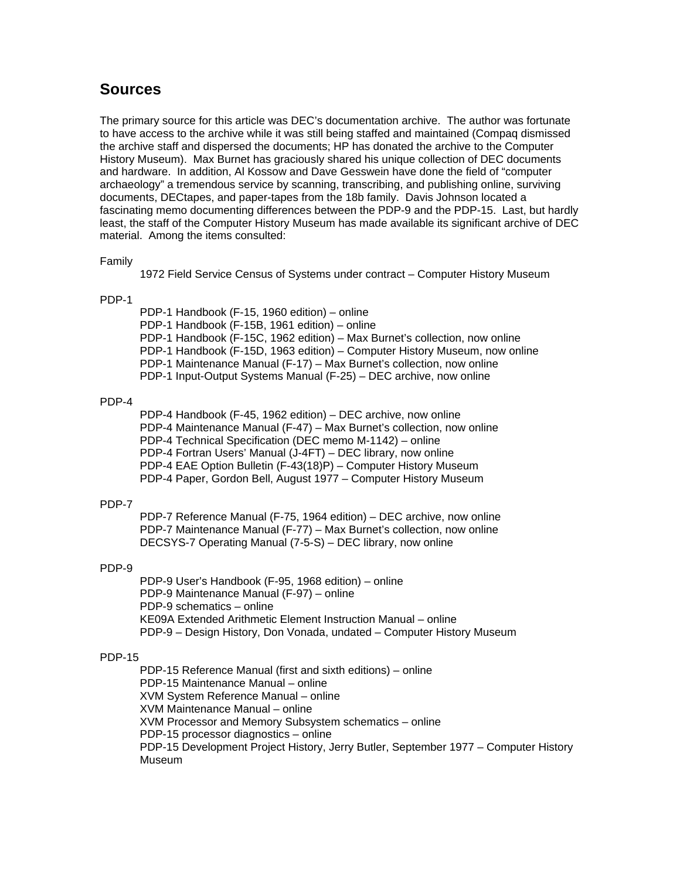## Sources

The primary source for this article was DEC's documentation archive. The author was fortunate to have access to the archive while it was still being staffed and maintained (Compaq dismissed the archive staff and dispersed the documents; HP has donated the archive to the Computer History Museum). Max Burnet has graciously shared his unique collection of DEC documents and hardware. In addition, Al Kossow and Dave Gesswein have done the field of "computer archaeology" a tremendous service by scanning, transcribing, and publishing online, surviving documents, DECtapes, and paper-tapes from the 18b family. Davis Johnson located a fascinating memo documenting differences between the PDP-9 and the PDP-15. Last, but hardly least, the staff of the Computer History Museum has made available its significant archive of DEC material. Among the items consulted:

Family

- 1972 Field Service Census of Systems under contract – Computer History Museum

PDP-1

- PDP-1 Handbook (F-15, 1960 edition) – online
- PDP-1 Handbook (F-15B, 1961 edition) – online
- PDP-1 Handbook (F-15C, 1962 edition) – Max Burnet's collection, now online
- PDP-1 Handbook (F-15D, 1963 edition) – Computer History Museum, now online
- PDP-1 Maintenance Manual (F-17) – Max Burnet's collection, now online
- PDP-1 Input-Output Systems Manual (F-25) – DEC archive, now online

PDP-4

- PDP-4 Handbook (F-45, 1962 edition) – DEC archive, now online
- PDP-4 Maintenance Manual (F-47) – Max Burnet's collection, now online
- PDP-4 Technical Specification (DEC memo M-1142) – online
- PDP-4 Fortran Users' Manual (J-4FT) – DEC library, now online
- PDP-4 EAE Option Bulletin (F-43(18)P) – Computer History Museum
- PDP-4 Paper, Gordon Bell, August 1977 – Computer History Museum

PDP-7

- PDP-7 Reference Manual (F-75, 1964 edition) – DEC archive, now online
- PDP-7 Maintenance Manual (F-77) – Max Burnet's collection, now online
- DECSYS-7 Operating Manual (7-5-S) – DEC library, now online

PDP-9

- PDP-9 User's Handbook (F-95, 1968 edition) – online
- PDP-9 Maintenance Manual (F-97) – online
- PDP-9 schematics – online
- KE09A Extended Arithmetic Element Instruction Manual – online
- PDP-9 – Design History, Don Vonada, undated – Computer History Museum

PDP-15

- PDP-15 Reference Manual (first and sixth editions) – online
- PDP-15 Maintenance Manual – online
- XVM System Reference Manual – online
- XVM Maintenance Manual – online
- XVM Processor and Memory Subsystem schematics – online
- PDP-15 processor diagnostics – online
- PDP-15 Development Project History, Jerry Butler, September 1977 – Computer History Museum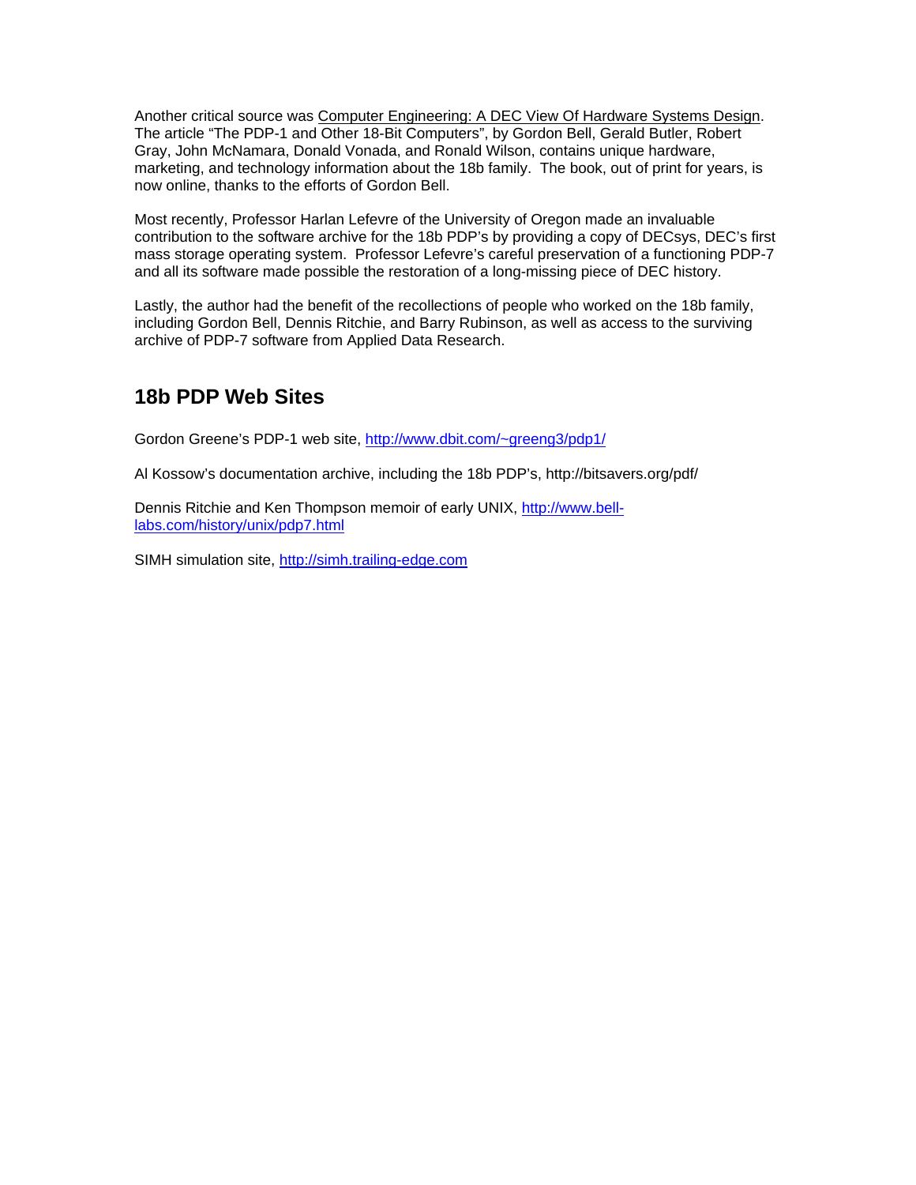Another critical source was Computer Engineering: A DEC View Of Hardware Systems Design. The article "The PDP-1 and Other 18-Bit Computers", by Gordon Bell, Gerald Butler, Robert Gray, John McNamara, Donald Vonada, and Ronald Wilson, contains unique hardware, marketing, and technology information about the 18b family. The book, out of print for years, is now online, thanks to the efforts of Gordon Bell.

Most recently, Professor Harlan Lefevre of the University of Oregon made an invaluable contribution to the software archive for the 18b PDP's by providing a copy of DECsys, DEC's first mass storage operating system. Professor Lefevre's careful preservation of a functioning PDP-7 and all its software made possible the restoration of a long-missing piece of DEC history.

Lastly, the author had the benefit of the recollections of people who worked on the 18b family, including Gordon Bell, Dennis Ritchie, and Barry Rubinson, as well as access to the surviving archive of PDP-7 software from Applied Data Research.

## 18b PDP Web Sites

Gordon Greene's PDP-1 web site, http://www.dbit.com/~greeng3/pdp1/

Al Kossow's documentation archive, including the 18b PDP's, http://bitsavers.org/pdf/

Dennis Ritchie and Ken Thompson memoir of early UNIX, http://www.bell-labs.com/history/unix/pdp7.html

SIMH simulation site, http://simh.trailing-edge.com